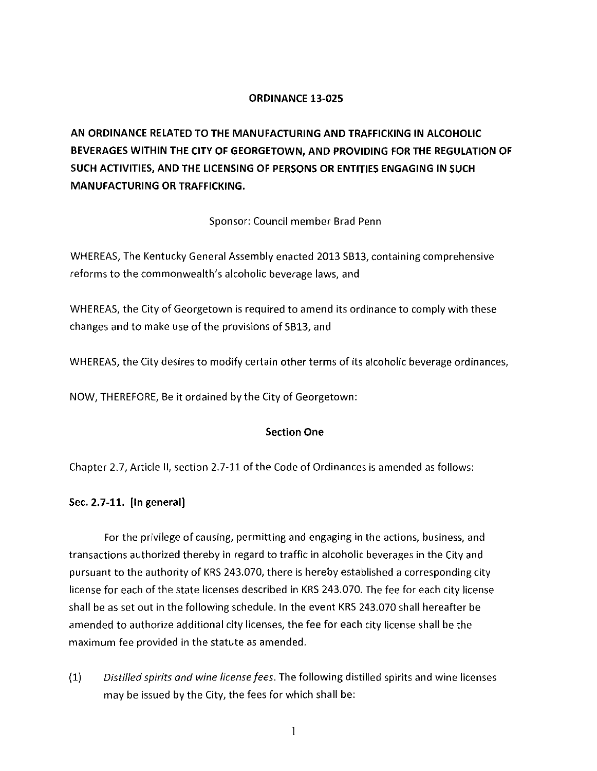**ORDINANCE 13-025**

**AN ORDINANCE RELATED TO THE MANUFACTURING AND TRAFFICKING IN ALCOHOLIC BEVERAGES WITHIN THE CITY OF GEORGETOWN, AND PROVIDING FOR THE REGULATION OF SUCH ACTIVITIES, AND THE LICENSING OF PERSONS OR ENTITIES ENGAGING IN SUCH MANUFACTURING OR TRAFFICKING.**

Sponsor: Council member Brad Penn

WHEREAS, The Kentucky General Assembly enacted 2013 SB13, containing comprehensive reforms to the commonwealth's alcoholic beverage laws, and

WHEREAS, the City of Georgetown is required to amend its ordinance to comply with these changes and to make use of the provisions of SB13, and

WHEREAS, the City desires to modify certain other terms of its alcoholic beverage ordinances,

NOW, THEREFORE, Be it ordained by the City of Georgetown:

**Section One**

Chapter 2.7, Article II, section 2.7-11 of the Code of Ordinances is amended as follows:

**Sec. 2.7-11. [In general]**

For the privilege of causing, permitting and engaging in the actions, business, and transactions authorized thereby in regard to traffic in alcoholic beverages in the City and pursuant to the authority of KRS 243.070, there is hereby established a corresponding city license for each of the state licenses described in KRS 243.070. The fee for each city license shall be as set out in the following schedule. In the event KRS 243.070 shall hereafter be amended to authorize additional city licenses, the fee for each city license shall be the maximum fee provided in the statute as amended.

(1) *Distilled spirits and wine license fees.* The following distilled spirits and wine licenses may be issued by the City, the fees for which shall be: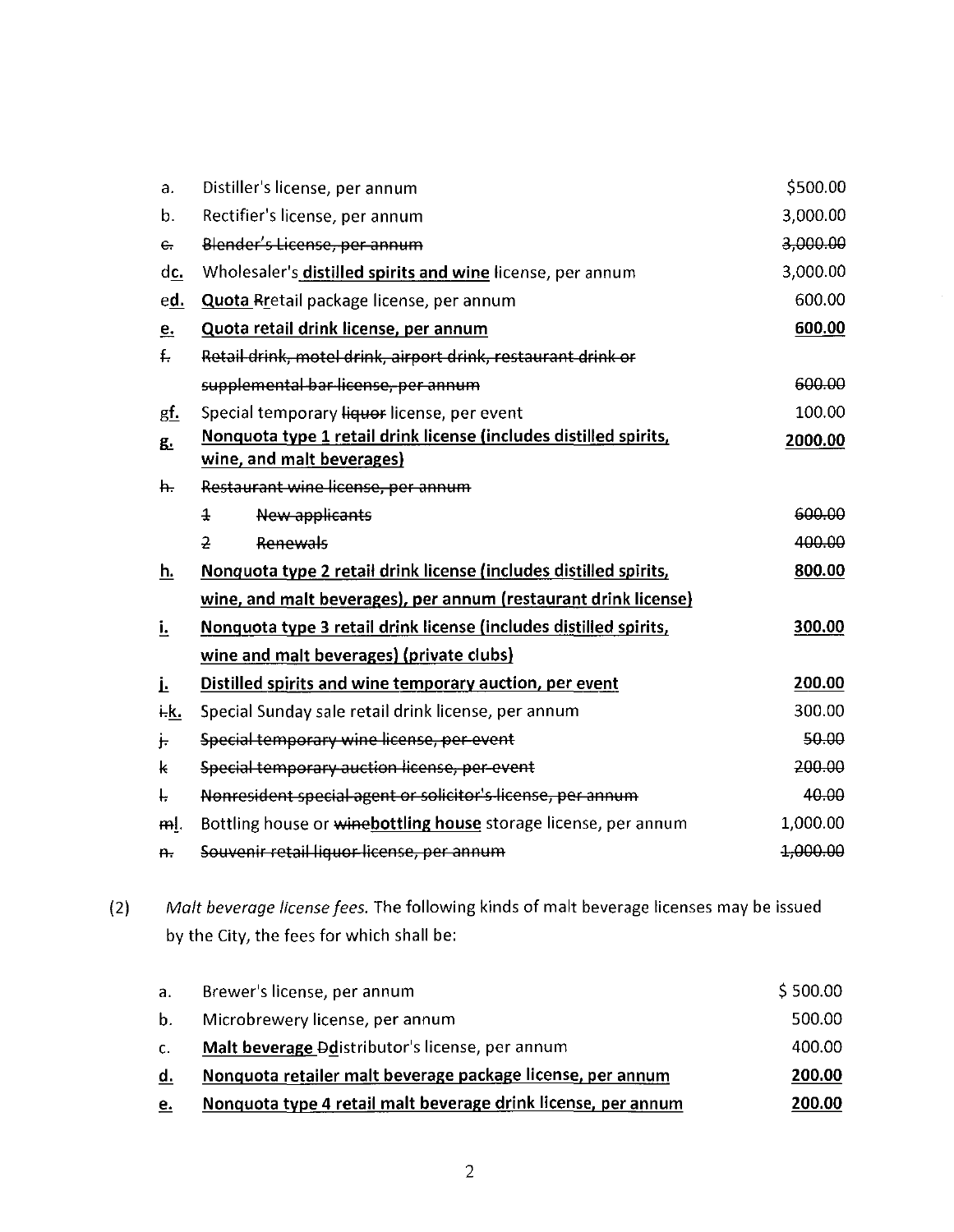| | | |
|---|---|---|
| a. | Distiller's license, per annum | $500.00 |
| b. | Rectifier's license, per annum | 3,000.00 |
| ~~c.~~ | ~~Blender's License, per annum~~ | ~~3,000.00~~ |
| ~~d~~**c.** | Wholesaler's **distilled spirits and wine** license, per annum | 3,000.00 |
| ~~e~~**d.** | **Quota** ~~R~~retail package license, per annum | 600.00 |
| **e.** | **Quota retail drink license, per annum** | **600.00** |
| ~~f.~~ | ~~Retail drink, motel drink, airport drink, restaurant drink or supplemental bar license, per annum~~ | ~~600.00~~ |
| ~~g~~**f.** | Special temporary ~~liquor~~ license, per event | 100.00 |
| **g.** | **Nonquota type 1 retail drink license (includes distilled spirits, wine, and malt beverages)** | **2000.00** |
| ~~h.~~ | ~~Restaurant wine license, per annum~~ | |
| | ~~1 New applicants~~ | ~~600.00~~ |
| | ~~2 Renewals~~ | ~~400.00~~ |
| **h.** | **Nonquota type 2 retail drink license (includes distilled spirits, wine, and malt beverages), per annum (restaurant drink license)** | **800.00** |
| **i.** | **Nonquota type 3 retail drink license (includes distilled spirits, wine and malt beverages) (private clubs)** | **300.00** |
| **j.** | **Distilled spirits and wine temporary auction, per event** | **200.00** |
| ~~i.~~**k.** | Special Sunday sale retail drink license, per annum | 300.00 |
| ~~j.~~ | ~~Special temporary wine license, per event~~ | ~~50.00~~ |
| ~~k~~ | ~~Special temporary auction license, per event~~ | ~~200.00~~ |
| ~~l.~~ | ~~Nonresident special agent or solicitor's license, per annum~~ | ~~40.00~~ |
| ~~m~~**l**. | Bottling house or ~~wine~~**bottling house** storage license, per annum | 1,000.00 |
| ~~n.~~ | ~~Souvenir retail liquor license, per annum~~ | ~~1,000.00~~ |

(2) *Malt beverage license fees.* The following kinds of malt beverage licenses may be issued by the City, the fees for which shall be:

| | | |
|---|---|---|
| a. | Brewer's license, per annum | $ 500.00 |
| b. | Microbrewery license, per annum | 500.00 |
| c. | **Malt beverage** ~~D~~distributor's license, per annum | 400.00 |
| **d.** | **Nonquota retailer malt beverage package license, per annum** | **200.00** |
| **e.** | **Nonquota type 4 retail malt beverage drink license, per annum** | **200.00** |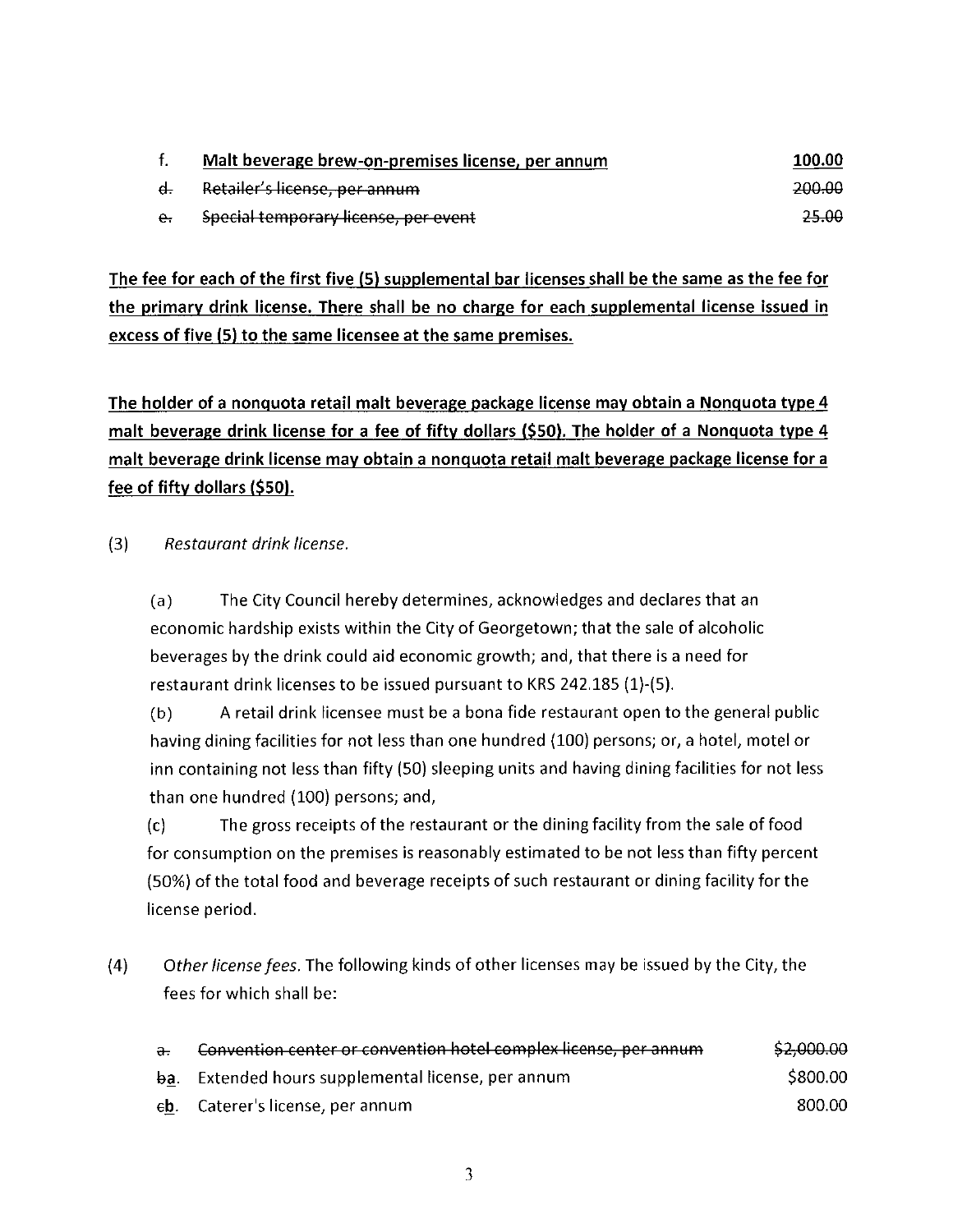| | | |
|---|---|---|
| f. | <u>**Malt beverage brew-on-premises license, per annum**</u> | <u>**100.00**</u> |
| ~~d.~~ | ~~Retailer's license, per annum~~ | ~~200.00~~ |
| ~~e.~~ | ~~Special temporary license, per event~~ | ~~25.00~~ |

<u>**The fee for each of the first five (5) supplemental bar licenses shall be the same as the fee for the primary drink license. There shall be no charge for each supplemental license issued in excess of five (5) to the same licensee at the same premises.**</u>

<u>**The holder of a nonquota retail malt beverage package license may obtain a Nonquota type 4 malt beverage drink license for a fee of fifty dollars ($50). The holder of a Nonquota type 4 malt beverage drink license may obtain a nonquota retail malt beverage package license for a fee of fifty dollars ($50).**</u>

(3) *Restaurant drink license.*

(a) The City Council hereby determines, acknowledges and declares that an economic hardship exists within the City of Georgetown; that the sale of alcoholic beverages by the drink could aid economic growth; and, that there is a need for restaurant drink licenses to be issued pursuant to KRS 242.185 (1)-(5).

(b) A retail drink licensee must be a bona fide restaurant open to the general public having dining facilities for not less than one hundred (100) persons; or, a hotel, motel or inn containing not less than fifty (50) sleeping units and having dining facilities for not less than one hundred (100) persons; and,

(c) The gross receipts of the restaurant or the dining facility from the sale of food for consumption on the premises is reasonably estimated to be not less than fifty percent (50%) of the total food and beverage receipts of such restaurant or dining facility for the license period.

(4) *Other license fees.* The following kinds of other licenses may be issued by the City, the fees for which shall be:

| | | |
|---|---|---|
| ~~a.~~ | ~~Convention center or convention hotel complex license, per annum~~ | ~~$2,000.00~~ |
| ~~b~~<u>a</u>. | Extended hours supplemental license, per annum | $800.00 |
| ~~c~~<u>b</u>. | Caterer's license, per annum | 800.00 |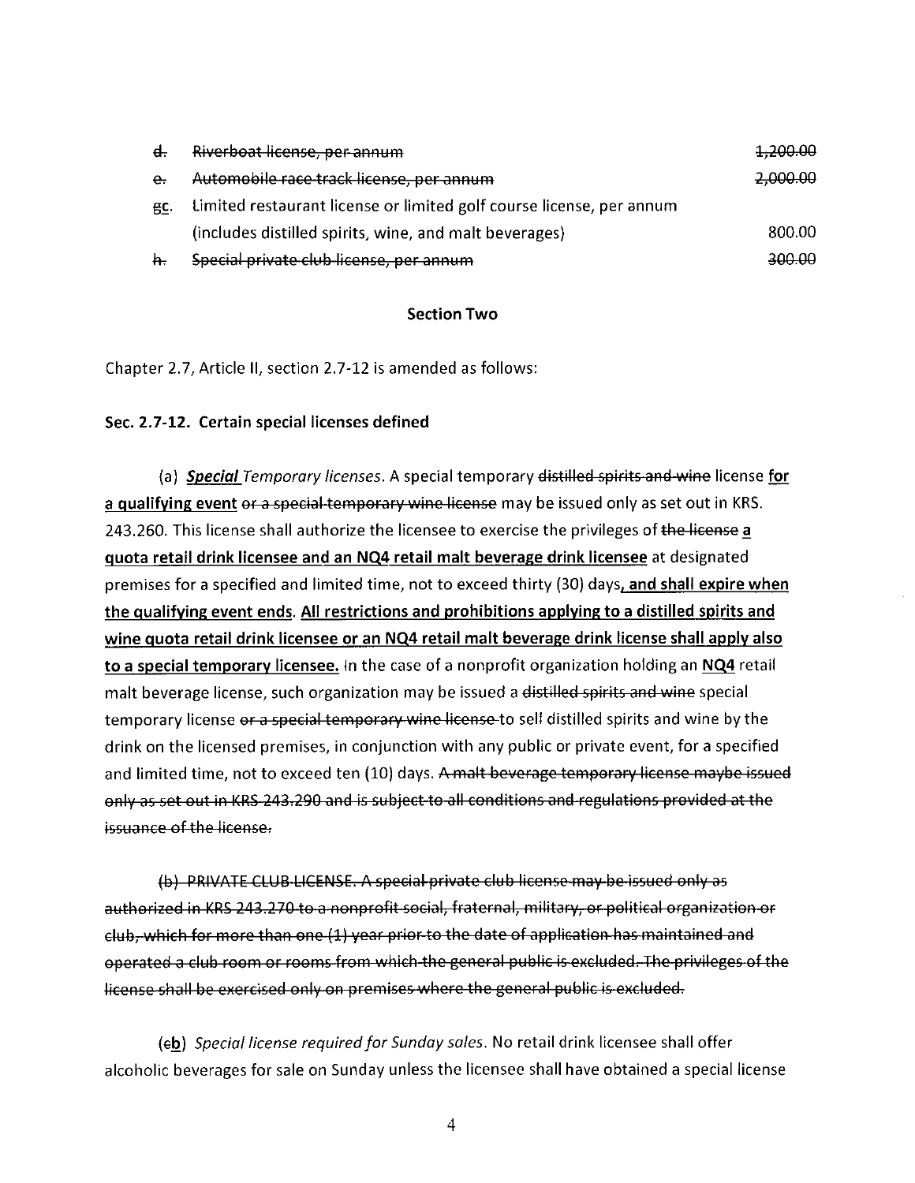| | | |
|---|---|---|
| ~~d.~~ | ~~Riverboat license, per annum~~ | ~~1,200.00~~ |
| ~~e.~~ | ~~Automobile race track license, per annum~~ | ~~2,000.00~~ |
| ~~g~~c. | Limited restaurant license or limited golf course license, per annum (includes distilled spirits, wine, and malt beverages) | 800.00 |
| ~~h.~~ | ~~Special private club license, per annum~~ | ~~300.00~~ |

**Section Two**

Chapter 2.7, Article II, section 2.7-12 is amended as follows:

**Sec. 2.7-12. Certain special licenses defined**

(a) ***Special*** *Temporary licenses.* A special temporary ~~distilled spirits and wine~~ license **for a qualifying event** ~~or a special temporary wine license~~ may be issued only as set out in KRS. 243.260. This license shall authorize the licensee to exercise the privileges of ~~the license~~ **a quota retail drink licensee and an NQ4 retail malt beverage drink licensee** at designated premises for a specified and limited time, not to exceed thirty (30) days**, and shall expire when the qualifying event ends**. **All restrictions and prohibitions applying to a distilled spirits and wine quota retail drink licensee or an NQ4 retail malt beverage drink license shall apply also to a special temporary licensee.** In the case of a nonprofit organization holding an **NQ4** retail malt beverage license, such organization may be issued a ~~distilled spirits and wine~~ special temporary license ~~or a special temporary wine license~~ to sell distilled spirits and wine by the drink on the licensed premises, in conjunction with any public or private event, for a specified and limited time, not to exceed ten (10) days. ~~A malt beverage temporary license maybe issued only as set out in KRS 243.290 and is subject to all conditions and regulations provided at the issuance of the license.~~

~~(b) PRIVATE CLUB LICENSE. A special private club license may be issued only as authorized in KRS 243.270 to a nonprofit social, fraternal, military, or political organization or club, which for more than one (1) year prior to the date of application has maintained and operated a club room or rooms from which the general public is excluded. The privileges of the license shall be exercised only on premises where the general public is excluded.~~

(~~c~~**b**) *Special license required for Sunday sales.* No retail drink licensee shall offer alcoholic beverages for sale on Sunday unless the licensee shall have obtained a special license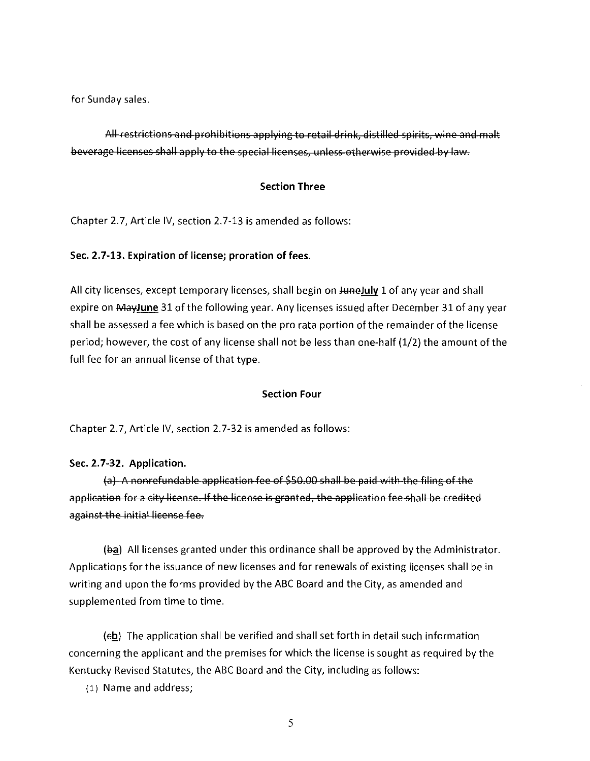for Sunday sales.

~~All restrictions and prohibitions applying to retail drink, distilled spirits, wine and malt beverage licenses shall apply to the special licenses, unless otherwise provided by law.~~

**Section Three**

Chapter 2.7, Article IV, section 2.7-13 is amended as follows:

**Sec. 2.7-13. Expiration of license; proration of fees.**

All city licenses, except temporary licenses, shall begin on ~~June~~**July** 1 of any year and shall expire on ~~May~~**June** 31 of the following year. Any licenses issued after December 31 of any year shall be assessed a fee which is based on the pro rata portion of the remainder of the license period; however, the cost of any license shall not be less than one-half (1/2) the amount of the full fee for an annual license of that type.

**Section Four**

Chapter 2.7, Article IV, section 2.7-32 is amended as follows:

**Sec. 2.7-32. Application.**

~~(a) A nonrefundable application fee of $50.00 shall be paid with the filing of the application for a city license. If the license is granted, the application fee shall be credited against the initial license fee.~~

(~~b~~**a**) All licenses granted under this ordinance shall be approved by the Administrator. Applications for the issuance of new licenses and for renewals of existing licenses shall be in writing and upon the forms provided by the ABC Board and the City, as amended and supplemented from time to time.

(~~c~~**b**) The application shall be verified and shall set forth in detail such information concerning the applicant and the premises for which the license is sought as required by the Kentucky Revised Statutes, the ABC Board and the City, including as follows:

(1) Name and address;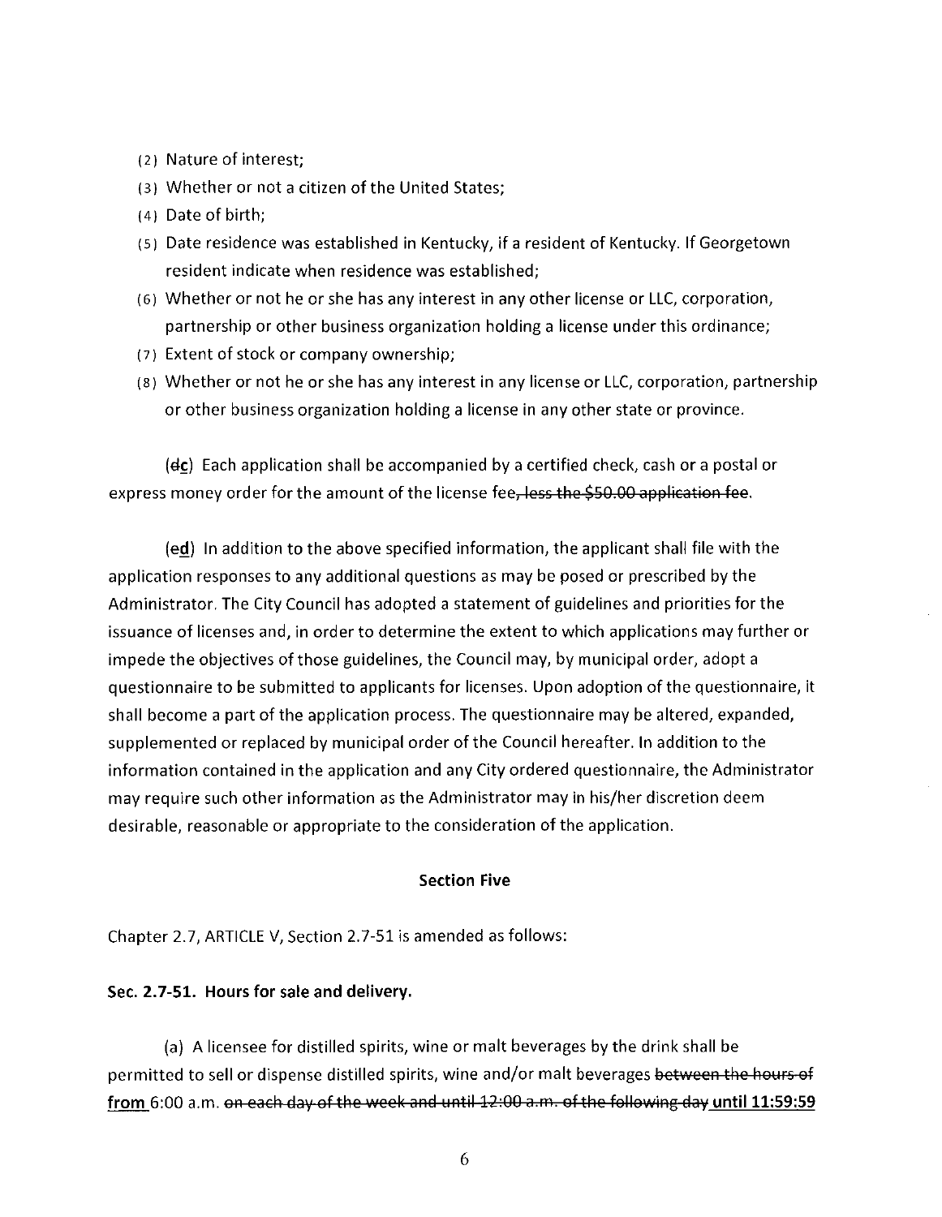(2) Nature of interest;
(3) Whether or not a citizen of the United States;
(4) Date of birth;
(5) Date residence was established in Kentucky, if a resident of Kentucky. If Georgetown resident indicate when residence was established;
(6) Whether or not he or she has any interest in any other license or LLC, corporation, partnership or other business organization holding a license under this ordinance;
(7) Extent of stock or company ownership;
(8) Whether or not he or she has any interest in any license or LLC, corporation, partnership or other business organization holding a license in any other state or province.

(~~d~~**c**) Each application shall be accompanied by a certified check, cash or a postal or express money order for the amount of the license fee~~, less the $50.00 application fee~~.

(~~e~~**d**) In addition to the above specified information, the applicant shall file with the application responses to any additional questions as may be posed or prescribed by the Administrator. The City Council has adopted a statement of guidelines and priorities for the issuance of licenses and, in order to determine the extent to which applications may further or impede the objectives of those guidelines, the Council may, by municipal order, adopt a questionnaire to be submitted to applicants for licenses. Upon adoption of the questionnaire, it shall become a part of the application process. The questionnaire may be altered, expanded, supplemented or replaced by municipal order of the Council hereafter. In addition to the information contained in the application and any City ordered questionnaire, the Administrator may require such other information as the Administrator may in his/her discretion deem desirable, reasonable or appropriate to the consideration of the application.

**Section Five**

Chapter 2.7, ARTICLE V, Section 2.7-51 is amended as follows:

**Sec. 2.7-51. Hours for sale and delivery.**

(a) A licensee for distilled spirits, wine or malt beverages by the drink shall be permitted to sell or dispense distilled spirits, wine and/or malt beverages ~~between the hours of~~ **from** 6:00 a.m. ~~on each day of the week and until 12:00 a.m. of the following day~~ **until 11:59:59**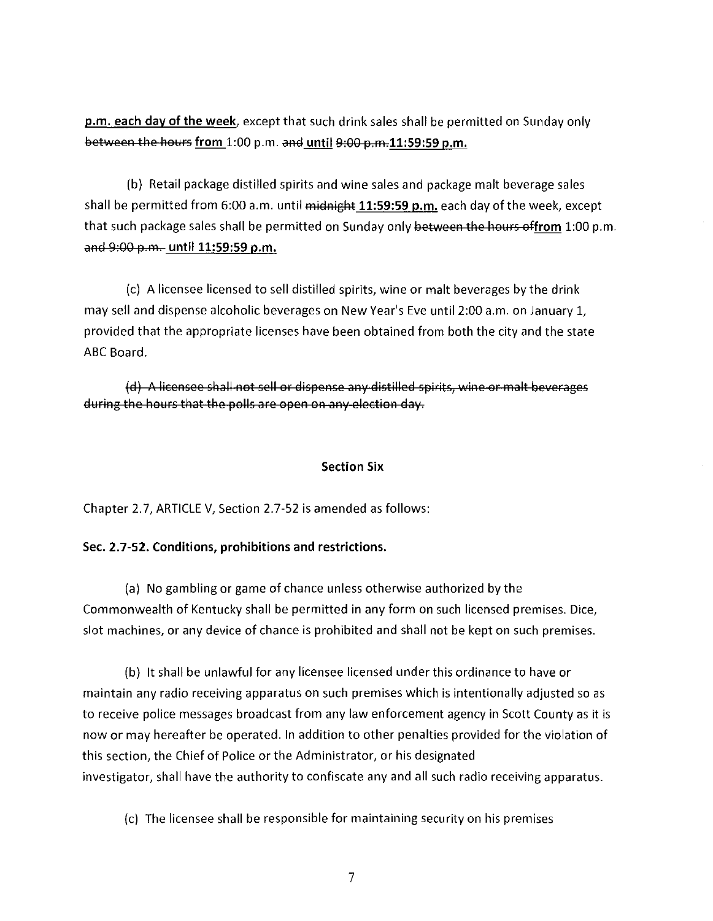**p.m. each day of the week**, except that such drink sales shall be permitted on Sunday only ~~between the hours~~ **from** 1:00 p.m. ~~and~~ **until** ~~9:00 p.m.~~ **11:59:59 p.m.**

(b) Retail package distilled spirits and wine sales and package malt beverage sales shall be permitted from 6:00 a.m. until ~~midnight~~ **11:59:59 p.m.** each day of the week, except that such package sales shall be permitted on Sunday only ~~between the hours of~~ **from** 1:00 p.m. ~~and 9:00 p.m.~~ **until 11:59:59 p.m.**

(c) A licensee licensed to sell distilled spirits, wine or malt beverages by the drink may sell and dispense alcoholic beverages on New Year's Eve until 2:00 a.m. on January 1, provided that the appropriate licenses have been obtained from both the city and the state ABC Board.

~~(d) A licensee shall not sell or dispense any distilled spirits, wine or malt beverages during the hours that the polls are open on any election day.~~

**Section Six**

Chapter 2.7, ARTICLE V, Section 2.7-52 is amended as follows:

**Sec. 2.7-52. Conditions, prohibitions and restrictions.**

(a) No gambling or game of chance unless otherwise authorized by the Commonwealth of Kentucky shall be permitted in any form on such licensed premises. Dice, slot machines, or any device of chance is prohibited and shall not be kept on such premises.

(b) It shall be unlawful for any licensee licensed under this ordinance to have or maintain any radio receiving apparatus on such premises which is intentionally adjusted so as to receive police messages broadcast from any law enforcement agency in Scott County as it is now or may hereafter be operated. In addition to other penalties provided for the violation of this section, the Chief of Police or the Administrator, or his designated investigator, shall have the authority to confiscate any and all such radio receiving apparatus.

(c) The licensee shall be responsible for maintaining security on his premises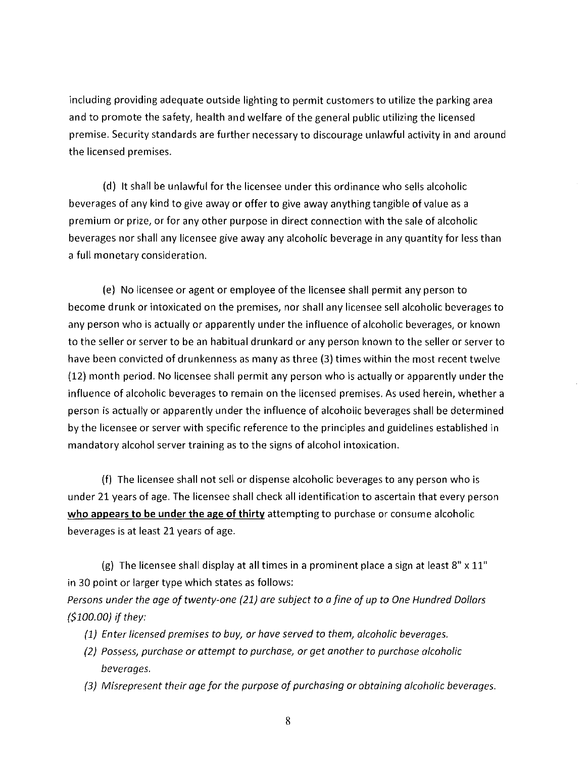including providing adequate outside lighting to permit customers to utilize the parking area and to promote the safety, health and welfare of the general public utilizing the licensed premise. Security standards are further necessary to discourage unlawful activity in and around the licensed premises.

(d) It shall be unlawful for the licensee under this ordinance who sells alcoholic beverages of any kind to give away or offer to give away anything tangible of value as a premium or prize, or for any other purpose in direct connection with the sale of alcoholic beverages nor shall any licensee give away any alcoholic beverage in any quantity for less than a full monetary consideration.

(e) No licensee or agent or employee of the licensee shall permit any person to become drunk or intoxicated on the premises, nor shall any licensee sell alcoholic beverages to any person who is actually or apparently under the influence of alcoholic beverages, or known to the seller or server to be an habitual drunkard or any person known to the seller or server to have been convicted of drunkenness as many as three (3) times within the most recent twelve (12) month period. No licensee shall permit any person who is actually or apparently under the influence of alcoholic beverages to remain on the licensed premises. As used herein, whether a person is actually or apparently under the influence of alcoholic beverages shall be determined by the licensee or server with specific reference to the principles and guidelines established in mandatory alcohol server training as to the signs of alcohol intoxication.

(f) The licensee shall not sell or dispense alcoholic beverages to any person who is under 21 years of age. The licensee shall check all identification to ascertain that every person **<u>who appears to be under the age of thirty</u>** attempting to purchase or consume alcoholic beverages is at least 21 years of age.

(g) The licensee shall display at all times in a prominent place a sign at least 8" x 11" in 30 point or larger type which states as follows:

*Persons under the age of twenty-one (21) are subject to a fine of up to One Hundred Dollars ($100.00) if they:*

*(1) Enter licensed premises to buy, or have served to them, alcoholic beverages.*

*(2) Possess, purchase or attempt to purchase, or get another to purchase alcoholic beverages.*

*(3) Misrepresent their age for the purpose of purchasing or obtaining alcoholic beverages.*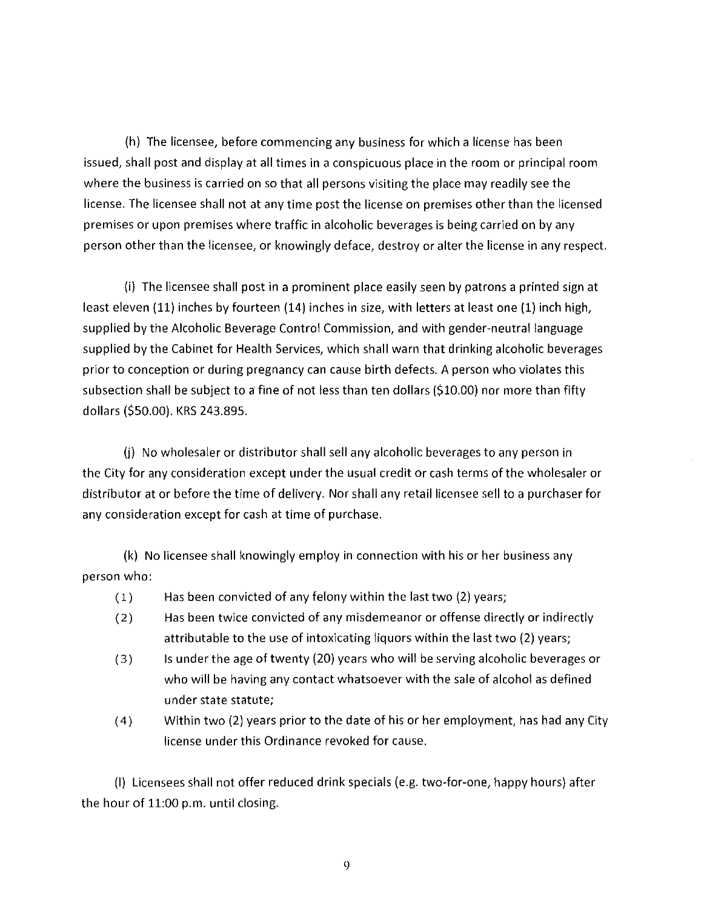(h) The licensee, before commencing any business for which a license has been issued, shall post and display at all times in a conspicuous place in the room or principal room where the business is carried on so that all persons visiting the place may readily see the license. The licensee shall not at any time post the license on premises other than the licensed premises or upon premises where traffic in alcoholic beverages is being carried on by any person other than the licensee, or knowingly deface, destroy or alter the license in any respect.

(i) The licensee shall post in a prominent place easily seen by patrons a printed sign at least eleven (11) inches by fourteen (14) inches in size, with letters at least one (1) inch high, supplied by the Alcoholic Beverage Control Commission, and with gender-neutral language supplied by the Cabinet for Health Services, which shall warn that drinking alcoholic beverages prior to conception or during pregnancy can cause birth defects. A person who violates this subsection shall be subject to a fine of not less than ten dollars ($10.00) nor more than fifty dollars ($50.00). KRS 243.895.

(j) No wholesaler or distributor shall sell any alcoholic beverages to any person in the City for any consideration except under the usual credit or cash terms of the wholesaler or distributor at or before the time of delivery. Nor shall any retail licensee sell to a purchaser for any consideration except for cash at time of purchase.

(k) No licensee shall knowingly employ in connection with his or her business any person who:

(1) Has been convicted of any felony within the last two (2) years;

(2) Has been twice convicted of any misdemeanor or offense directly or indirectly attributable to the use of intoxicating liquors within the last two (2) years;

(3) Is under the age of twenty (20) years who will be serving alcoholic beverages or who will be having any contact whatsoever with the sale of alcohol as defined under state statute;

(4) Within two (2) years prior to the date of his or her employment, has had any City license under this Ordinance revoked for cause.

(l) Licensees shall not offer reduced drink specials (e.g. two-for-one, happy hours) after the hour of 11:00 p.m. until closing.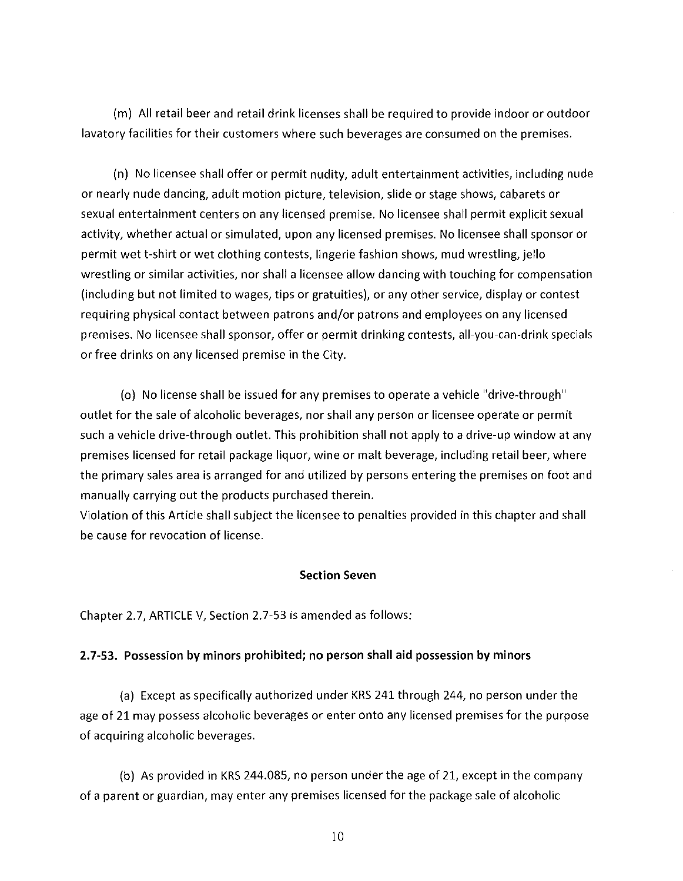(m) All retail beer and retail drink licenses shall be required to provide indoor or outdoor lavatory facilities for their customers where such beverages are consumed on the premises.

(n) No licensee shall offer or permit nudity, adult entertainment activities, including nude or nearly nude dancing, adult motion picture, television, slide or stage shows, cabarets or sexual entertainment centers on any licensed premise. No licensee shall permit explicit sexual activity, whether actual or simulated, upon any licensed premises. No licensee shall sponsor or permit wet t-shirt or wet clothing contests, lingerie fashion shows, mud wrestling, jello wrestling or similar activities, nor shall a licensee allow dancing with touching for compensation (including but not limited to wages, tips or gratuities), or any other service, display or contest requiring physical contact between patrons and/or patrons and employees on any licensed premises. No licensee shall sponsor, offer or permit drinking contests, all-you-can-drink specials or free drinks on any licensed premise in the City.

(o) No license shall be issued for any premises to operate a vehicle "drive-through" outlet for the sale of alcoholic beverages, nor shall any person or licensee operate or permit such a vehicle drive-through outlet. This prohibition shall not apply to a drive-up window at any premises licensed for retail package liquor, wine or malt beverage, including retail beer, where the primary sales area is arranged for and utilized by persons entering the premises on foot and manually carrying out the products purchased therein.
Violation of this Article shall subject the licensee to penalties provided in this chapter and shall be cause for revocation of license.

**Section Seven**

Chapter 2.7, ARTICLE V, Section 2.7-53 is amended as follows:

**2.7-53. Possession by minors prohibited; no person shall aid possession by minors**

(a) Except as specifically authorized under KRS 241 through 244, no person under the age of 21 may possess alcoholic beverages or enter onto any licensed premises for the purpose of acquiring alcoholic beverages.

(b) As provided in KRS 244.085, no person under the age of 21, except in the company of a parent or guardian, may enter any premises licensed for the package sale of alcoholic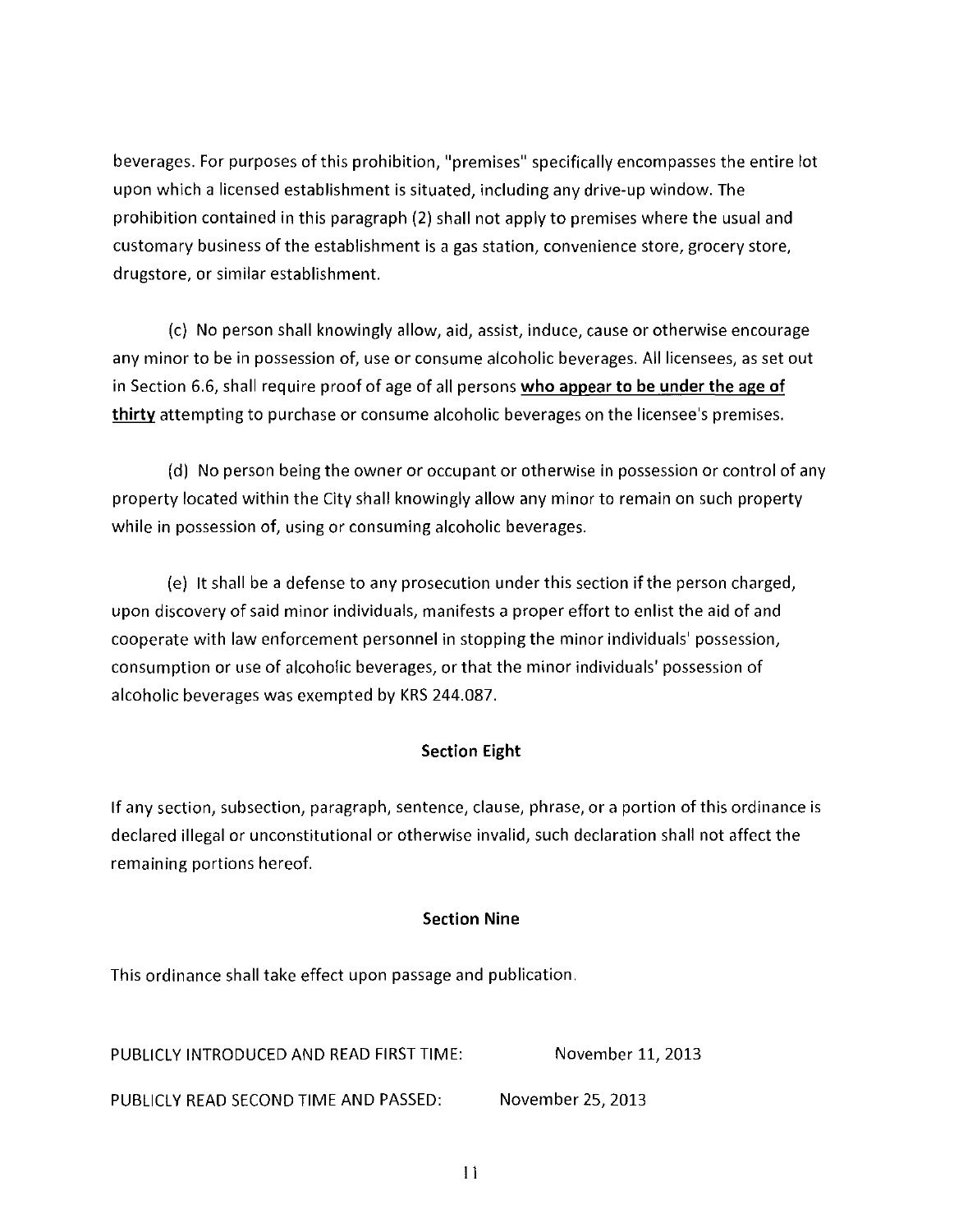beverages. For purposes of this prohibition, "premises" specifically encompasses the entire lot upon which a licensed establishment is situated, including any drive-up window. The prohibition contained in this paragraph (2) shall not apply to premises where the usual and customary business of the establishment is a gas station, convenience store, grocery store, drugstore, or similar establishment.

(c) No person shall knowingly allow, aid, assist, induce, cause or otherwise encourage any minor to be in possession of, use or consume alcoholic beverages. All licensees, as set out in Section 6.6, shall require proof of age of all persons **who appear to be under the age of thirty** attempting to purchase or consume alcoholic beverages on the licensee's premises.

(d) No person being the owner or occupant or otherwise in possession or control of any property located within the City shall knowingly allow any minor to remain on such property while in possession of, using or consuming alcoholic beverages.

(e) It shall be a defense to any prosecution under this section if the person charged, upon discovery of said minor individuals, manifests a proper effort to enlist the aid of and cooperate with law enforcement personnel in stopping the minor individuals' possession, consumption or use of alcoholic beverages, or that the minor individuals' possession of alcoholic beverages was exempted by KRS 244.087.

### Section Eight

If any section, subsection, paragraph, sentence, clause, phrase, or a portion of this ordinance is declared illegal or unconstitutional or otherwise invalid, such declaration shall not affect the remaining portions hereof.

### Section Nine

This ordinance shall take effect upon passage and publication.

PUBLICLY INTRODUCED AND READ FIRST TIME: November 11, 2013

PUBLICLY READ SECOND TIME AND PASSED: November 25, 2013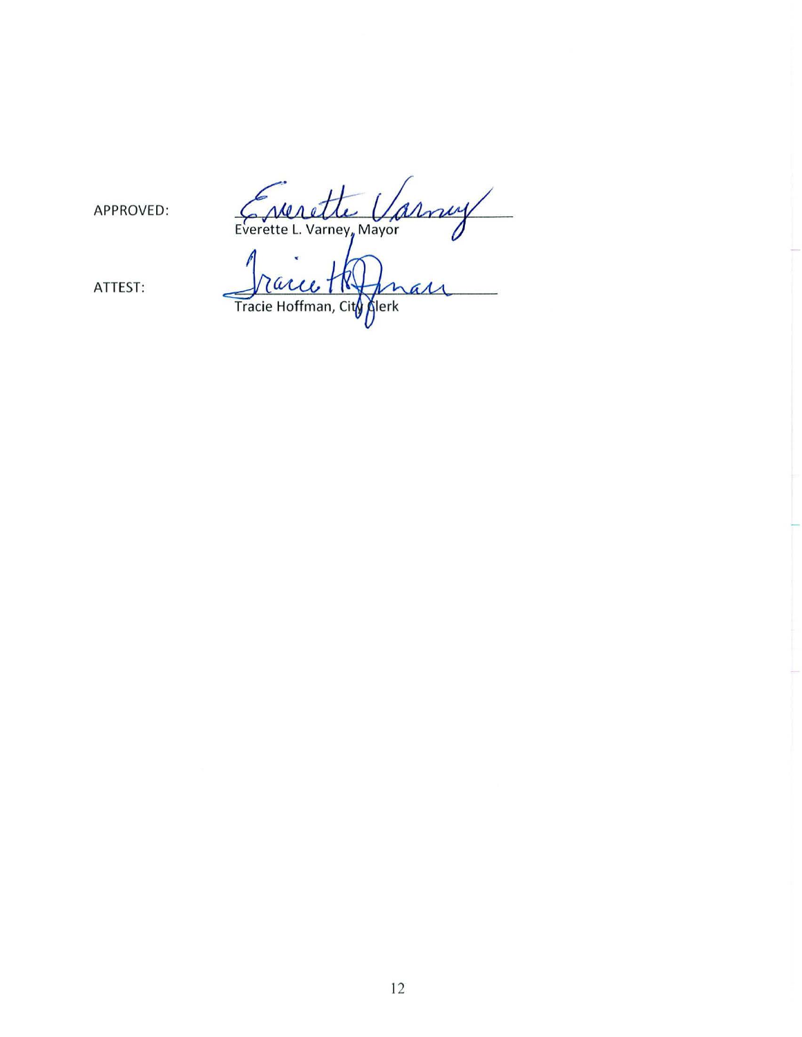APPROVED: ______________________________
Everette L. Varney, Mayor

ATTEST: ______________________________
Tracie Hoffman, City Clerk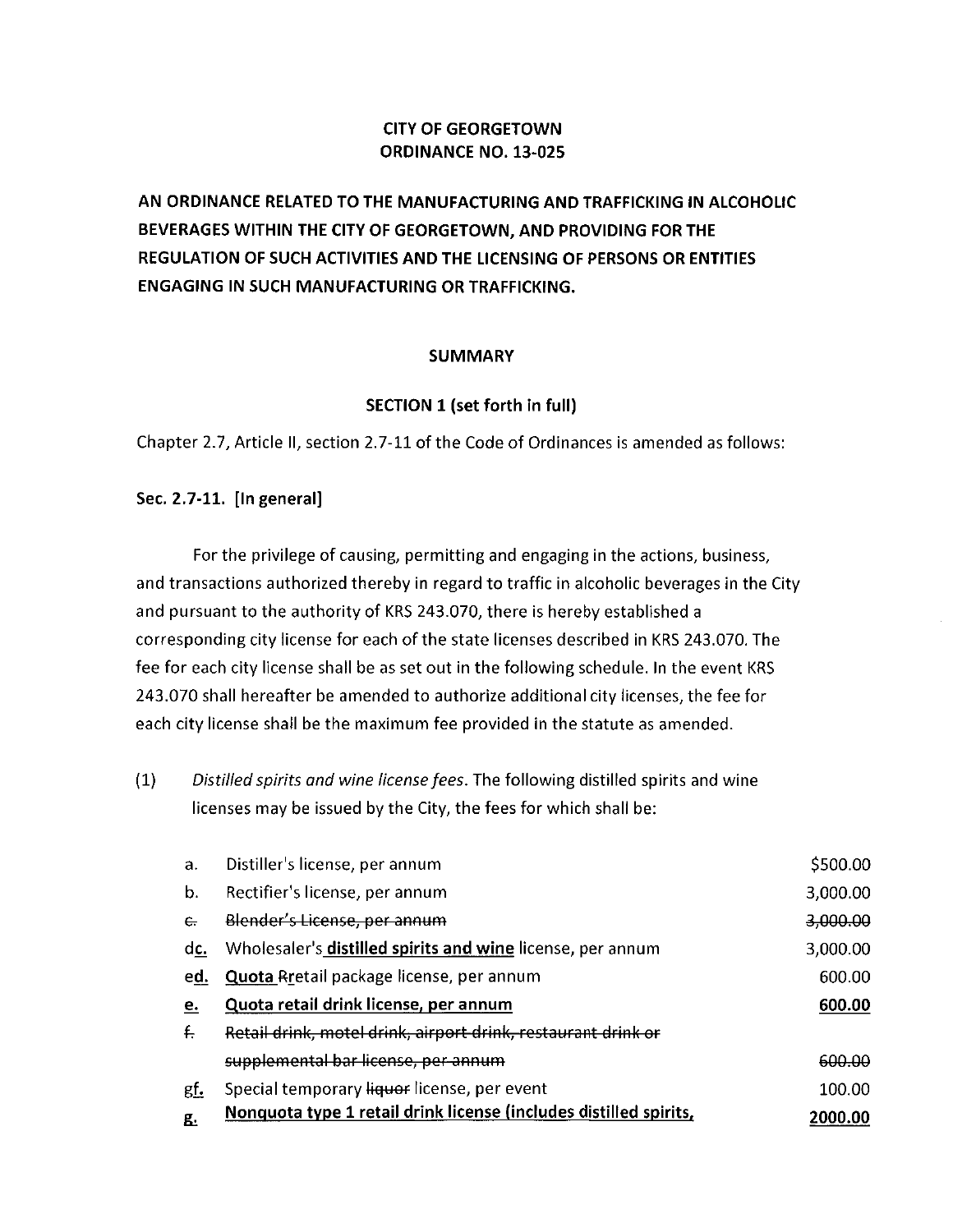**CITY OF GEORGETOWN**
**ORDINANCE NO. 13-025**

**AN ORDINANCE RELATED TO THE MANUFACTURING AND TRAFFICKING IN ALCOHOLIC BEVERAGES WITHIN THE CITY OF GEORGETOWN, AND PROVIDING FOR THE REGULATION OF SUCH ACTIVITIES AND THE LICENSING OF PERSONS OR ENTITIES ENGAGING IN SUCH MANUFACTURING OR TRAFFICKING.**

**SUMMARY**

**SECTION 1 (set forth in full)**

Chapter 2.7, Article II, section 2.7-11 of the Code of Ordinances is amended as follows:

**Sec. 2.7-11. [In general]**

For the privilege of causing, permitting and engaging in the actions, business, and transactions authorized thereby in regard to traffic in alcoholic beverages in the City and pursuant to the authority of KRS 243.070, there is hereby established a corresponding city license for each of the state licenses described in KRS 243.070. The fee for each city license shall be as set out in the following schedule. In the event KRS 243.070 shall hereafter be amended to authorize additional city licenses, the fee for each city license shall be the maximum fee provided in the statute as amended.

(1) *Distilled spirits and wine license fees*. The following distilled spirits and wine licenses may be issued by the City, the fees for which shall be:

| | | |
|---|---|---|
| a. | Distiller's license, per annum | $500.00 |
| b. | Rectifier's license, per annum | 3,000.00 |
| ~~c.~~ | ~~Blender's License, per annum~~ | ~~3,000.00~~ |
| ~~d~~**c.** | Wholesaler's **distilled spirits and wine** license, per annum | 3,000.00 |
| ~~e~~**d.** | **Quota** ~~R~~**r**etail package license, per annum | 600.00 |
| **e.** | **Quota retail drink license, per annum** | **600.00** |
| ~~f.~~ | ~~Retail drink, motel drink, airport drink, restaurant drink or supplemental bar license, per annum~~ | ~~600.00~~ |
| ~~g~~**f.** | Special temporary ~~liquor~~ license, per event | 100.00 |
| **g.** | **Nonquota type 1 retail drink license (includes distilled spirits,** | **2000.00** |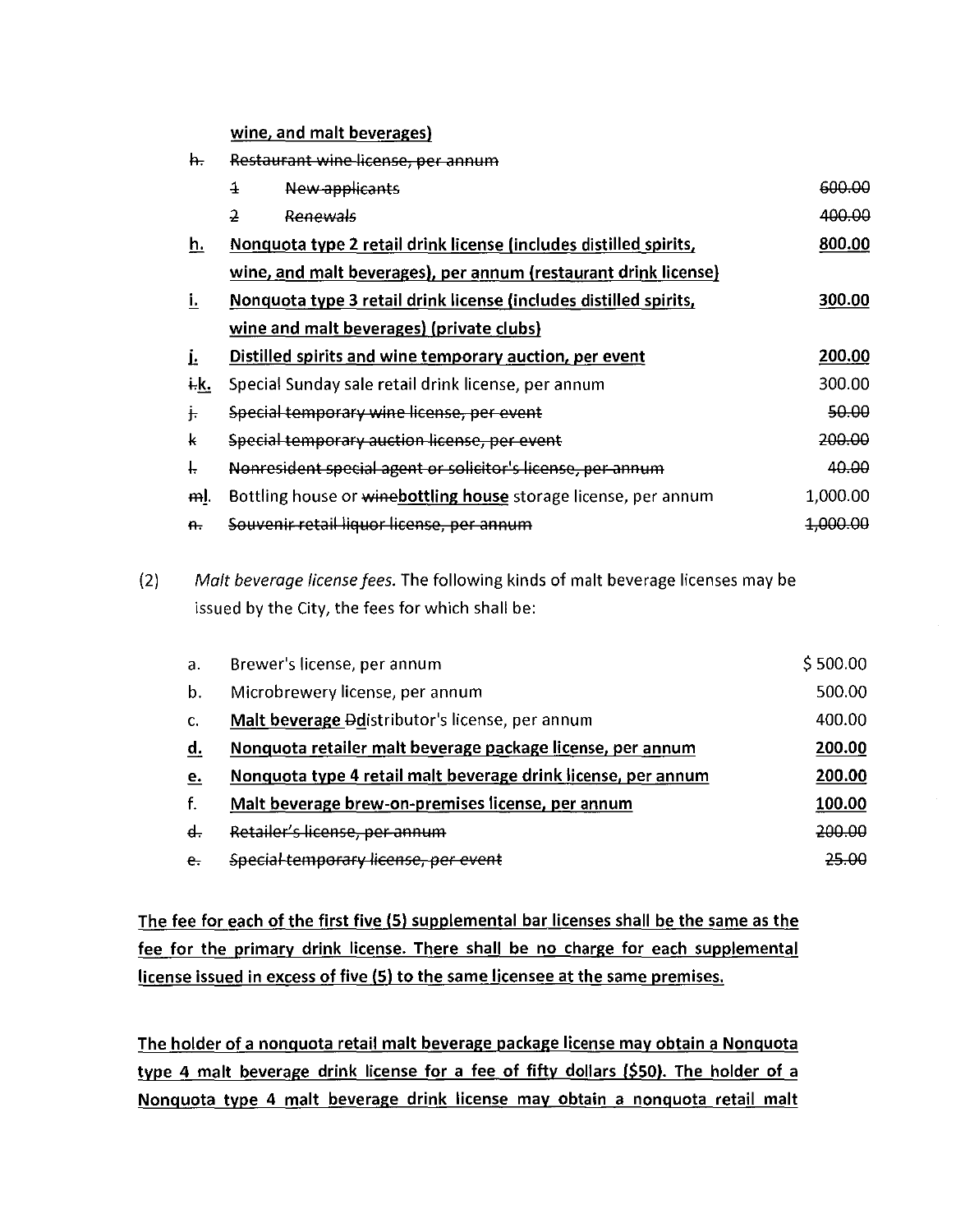wine, and malt beverages)

| | | |
|---|---|---|
| ~~h.~~ | ~~Restaurant wine license, per annum~~ | |
| | ~~1 New applicants~~ | ~~600.00~~ |
| | ~~2 Renewals~~ | ~~400.00~~ |
| **h.** | **Nonquota type 2 retail drink license (includes distilled spirits, wine, and malt beverages), per annum (restaurant drink license)** | **800.00** |
| **i.** | **Nonquota type 3 retail drink license (includes distilled spirits, wine and malt beverages) (private clubs)** | **300.00** |
| **j.** | **Distilled spirits and wine temporary auction, per event** | **200.00** |
| ~~i.~~**k.** | Special Sunday sale retail drink license, per annum | 300.00 |
| ~~j.~~ | ~~Special temporary wine license, per event~~ | ~~50.00~~ |
| ~~k~~ | ~~Special temporary auction license, per event~~ | ~~200.00~~ |
| ~~l.~~ | ~~Nonresident special agent or solicitor's license, per annum~~ | ~~40.00~~ |
| ~~m~~**l**. | Bottling house or ~~wine~~**bottling house** storage license, per annum | 1,000.00 |
| ~~n.~~ | ~~Souvenir retail liquor license, per annum~~ | ~~1,000.00~~ |

(2) *Malt beverage license fees.* The following kinds of malt beverage licenses may be issued by the City, the fees for which shall be:

| | | |
|---|---|---|
| a. | Brewer's license, per annum | $ 500.00 |
| b. | Microbrewery license, per annum | 500.00 |
| c. | **Malt beverage** ~~D~~**d**istributor's license, per annum | 400.00 |
| **d.** | **Nonquota retailer malt beverage package license, per annum** | **200.00** |
| **e.** | **Nonquota type 4 retail malt beverage drink license, per annum** | **200.00** |
| f. | **Malt beverage brew-on-premises license, per annum** | **100.00** |
| ~~d.~~ | ~~Retailer's license, per annum~~ | ~~200.00~~ |
| ~~e.~~ | ~~Special temporary license, per event~~ | ~~25.00~~ |

**The fee for each of the first five (5) supplemental bar licenses shall be the same as the fee for the primary drink license. There shall be no charge for each supplemental license issued in excess of five (5) to the same licensee at the same premises.**

**The holder of a nonquota retail malt beverage package license may obtain a Nonquota type 4 malt beverage drink license for a fee of fifty dollars ($50). The holder of a Nonquota type 4 malt beverage drink license may obtain a nonquota retail malt**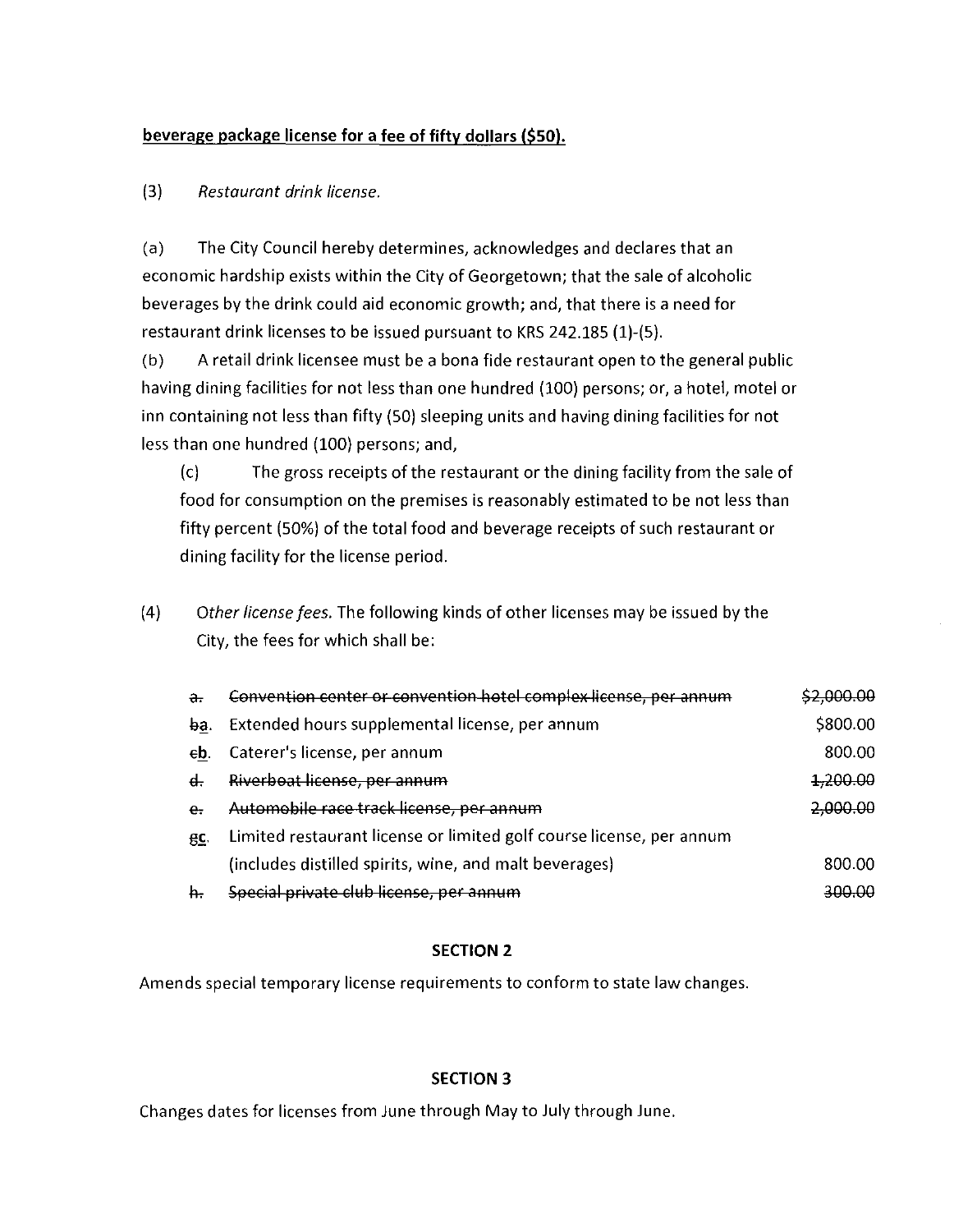**<u>beverage package license for a fee of fifty dollars ($50).</u>**

(3) *Restaurant drink license.*

(a) The City Council hereby determines, acknowledges and declares that an economic hardship exists within the City of Georgetown; that the sale of alcoholic beverages by the drink could aid economic growth; and, that there is a need for restaurant drink licenses to be issued pursuant to KRS 242.185 (1)-(5).

(b) A retail drink licensee must be a bona fide restaurant open to the general public having dining facilities for not less than one hundred (100) persons; or, a hotel, motel or inn containing not less than fifty (50) sleeping units and having dining facilities for not less than one hundred (100) persons; and,

(c) The gross receipts of the restaurant or the dining facility from the sale of food for consumption on the premises is reasonably estimated to be not less than fifty percent (50%) of the total food and beverage receipts of such restaurant or dining facility for the license period.

(4) *Other license fees.* The following kinds of other licenses may be issued by the City, the fees for which shall be:

| | | |
|---|---|---|
| ~~a.~~ | ~~Convention center or convention hotel complex license, per annum~~ | ~~$2,000.00~~ |
| ~~b~~<u>a</u>. | Extended hours supplemental license, per annum | $800.00 |
| ~~c~~<u>b</u>. | Caterer's license, per annum | 800.00 |
| ~~d.~~ | ~~Riverboat license, per annum~~ | ~~1,200.00~~ |
| ~~e.~~ | ~~Automobile race track license, per annum~~ | ~~2,000.00~~ |
| ~~g~~<u>c</u>. | Limited restaurant license or limited golf course license, per annum (includes distilled spirits, wine, and malt beverages) | 800.00 |
| ~~h.~~ | ~~Special private club license, per annum~~ | ~~300.00~~ |

**SECTION 2**

Amends special temporary license requirements to conform to state law changes.

**SECTION 3**

Changes dates for licenses from June through May to July through June.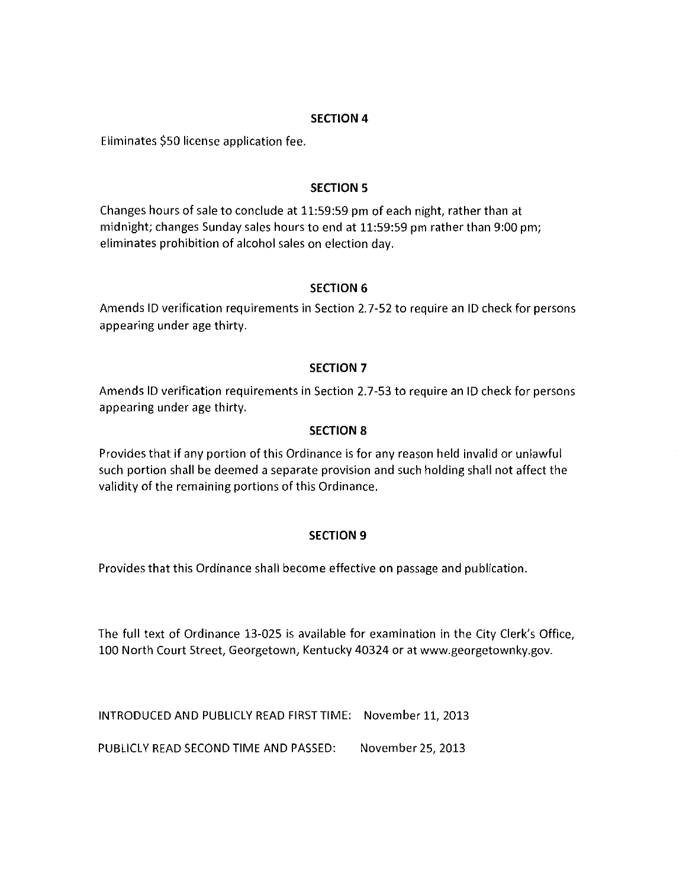## SECTION 4

Eliminates $50 license application fee.

## SECTION 5

Changes hours of sale to conclude at 11:59:59 pm of each night, rather than at midnight; changes Sunday sales hours to end at 11:59:59 pm rather than 9:00 pm; eliminates prohibition of alcohol sales on election day.

## SECTION 6

Amends ID verification requirements in Section 2.7-52 to require an ID check for persons appearing under age thirty.

## SECTION 7

Amends ID verification requirements in Section 2.7-53 to require an ID check for persons appearing under age thirty.

## SECTION 8

Provides that if any portion of this Ordinance is for any reason held invalid or unlawful such portion shall be deemed a separate provision and such holding shall not affect the validity of the remaining portions of this Ordinance.

## SECTION 9

Provides that this Ordinance shall become effective on passage and publication.

The full text of Ordinance 13-025 is available for examination in the City Clerk's Office, 100 North Court Street, Georgetown, Kentucky 40324 or at www.georgetownky.gov.

INTRODUCED AND PUBLICLY READ FIRST TIME: November 11, 2013

PUBLICLY READ SECOND TIME AND PASSED: November 25, 2013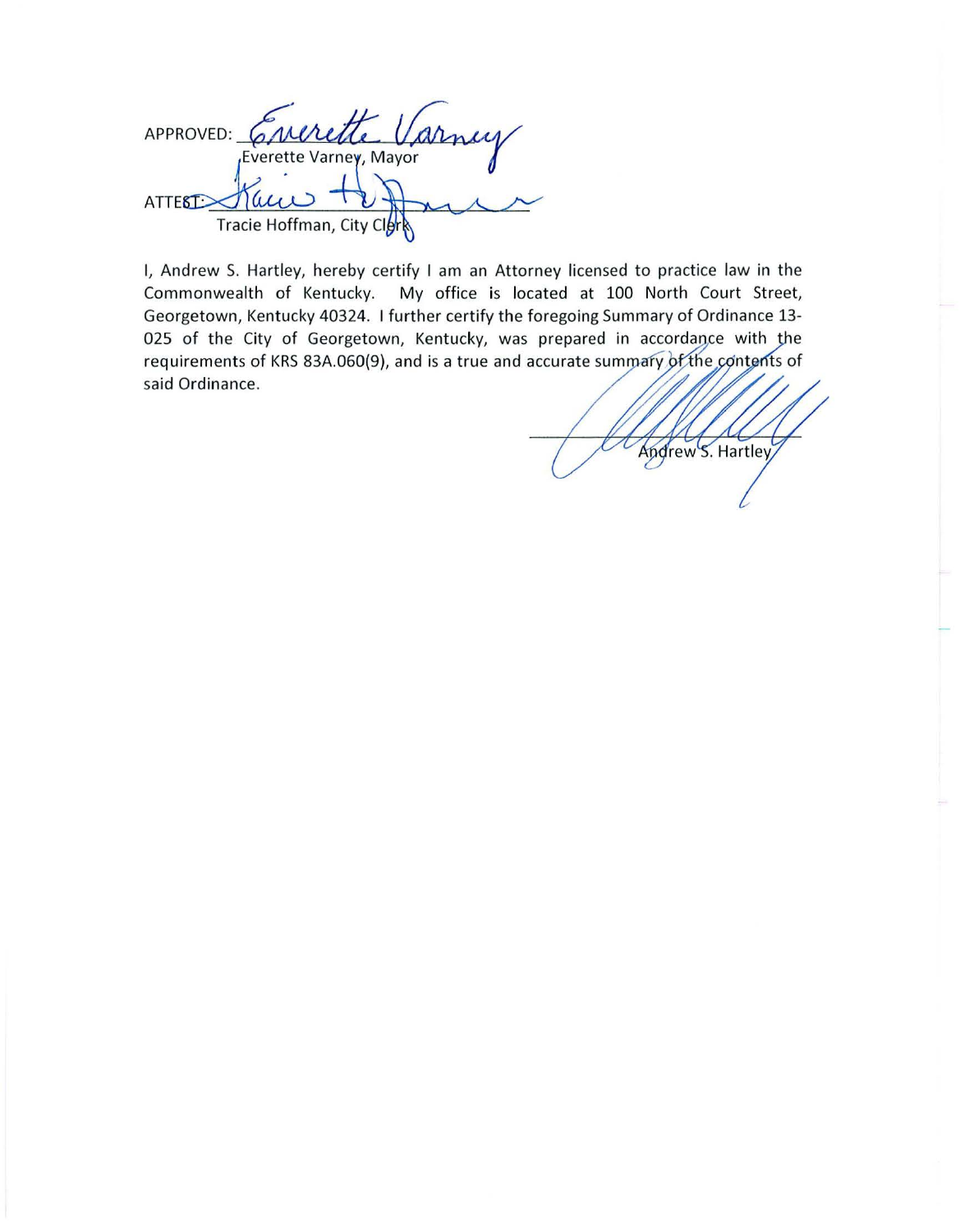APPROVED: ______________________
Everette Varney, Mayor

ATTEST: ______________________
Tracie Hoffman, City Clerk

I, Andrew S. Hartley, hereby certify I am an Attorney licensed to practice law in the Commonwealth of Kentucky. My office is located at 100 North Court Street, Georgetown, Kentucky 40324. I further certify the foregoing Summary of Ordinance 13-025 of the City of Georgetown, Kentucky, was prepared in accordance with the requirements of KRS 83A.060(9), and is a true and accurate summary of the contents of said Ordinance.

______________________
Andrew S. Hartley